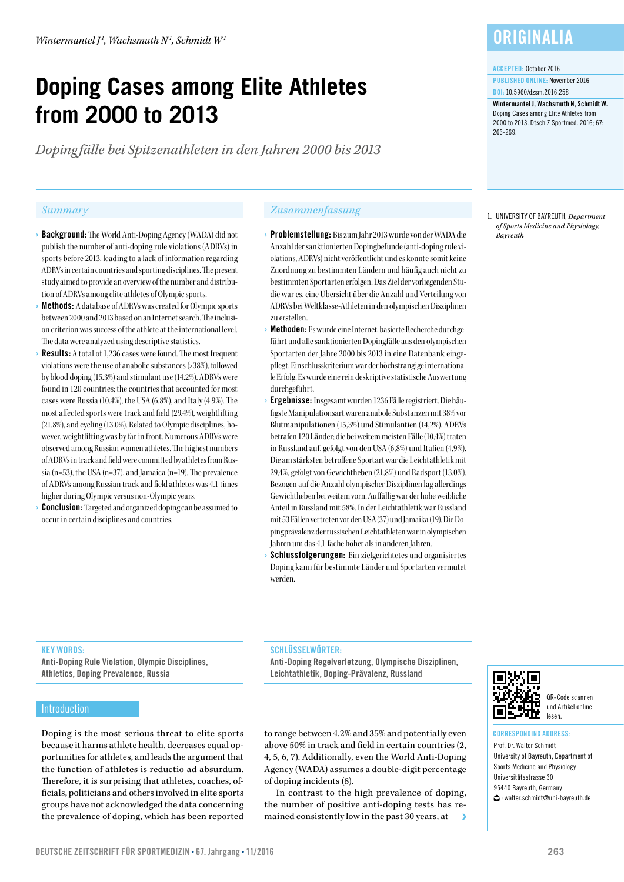Wintermantel J[1], Wachsmuth N[1], Schmidt W[1]

ORIGINALIA

ACCEPTED: October 2016

PUBLISHED ONLINE: November 2016

DOI: 10.5960/dzsm.2016.258

**Wintermantel J, Wachsmuth N, Schmidt W.** Doping Cases among Elite Athletes from 2000 to 2013. Dtsch Z Sportmed. 2016; 67: 263-269.

# Doping Cases among Elite Athletes from 2000 to 2013

*Dopingfälle bei Spitzenathleten in den Jahren 2000 bis 2013*

1. UNIVERSITY OF BAYREUTH, *Department of Sports Medicine and Physiology, Bayreuth*

## Summary

- **Background:** The World Anti-Doping Agency (WADA) did not publish the number of anti-doping rule violations (ADRVs) in sports before 2013, leading to a lack of information regarding ADRVs in certain countries and sporting disciplines. The present study aimed to provide an overview of the number and distribution of ADRVs among elite athletes of Olympic sports.
- **Methods:** A database of ADRVs was created for Olympic sports between 2000 and 2013 based on an Internet search. The inclusion criterion was success of the athlete at the international level. The data were analyzed using descriptive statistics.
- **Results:** A total of 1,236 cases were found. The most frequent violations were the use of anabolic substances (>38%), followed by blood doping (15.3%) and stimulant use (14.2%). ADRVs were found in 120 countries; the countries that accounted for most cases were Russia (10.4%), the USA (6.8%), and Italy (4.9%). The most affected sports were track and field (29.4%), weightlifting (21.8%), and cycling (13.0%). Related to Olympic disciplines, however, weightlifting was by far in front. Numerous ADRVs were observed among Russian women athletes. The highest numbers of ADRVs in track and field were committed by athletes from Russia (n=53), the USA (n=37), and Jamaica (n=19). The prevalence of ADRVs among Russian track and field athletes was 4.1 times higher during Olympic versus non-Olympic years.
- **Conclusion:** Targeted and organized doping can be assumed to occur in certain disciplines and countries.

## Zusammenfassung

- **Problemstellung:** Bis zum Jahr 2013 wurde von der WADA die Anzahl der sanktionierten Dopingbefunde (anti-doping rule violations, ADRVs) nicht veröffentlicht und es konnte somit keine Zuordnung zu bestimmten Ländern und häufig auch nicht zu bestimmten Sportarten erfolgen. Das Ziel der vorliegenden Studie war es, eine Übersicht über die Anzahl und Verteilung von ADRVs bei Weltklasse-Athleten in den olympischen Disziplinen zu erstellen.
- **Methoden:** Es wurde eine Internet-basierte Recherche durchgeführt und alle sanktionierten Dopingfälle aus den olympischen Sportarten der Jahre 2000 bis 2013 in eine Datenbank eingepflegt. Einschlusskriterium war der höchstrangige internationale Erfolg. Es wurde eine rein deskriptive statistische Auswertung durchgeführt.
- **Ergebnisse:** Insgesamt wurden 1236 Fälle registriert. Die häufigste Manipulationsart waren anabole Substanzen mit 38% vor Blutmanipulationen (15,3%) und Stimulantien (14,2%). ADRVs betrafen 120 Länder; die bei weitem meisten Fälle (10,4%) traten in Russland auf, gefolgt von den USA (6,8%) und Italien (4,9%). Die am stärksten betroffene Sportart war die Leichtathletik mit 29,4%, gefolgt von Gewichtheben (21,8%) und Radsport (13,0%). Bezogen auf die Anzahl olympischer Disziplinen lag allerdings Gewichtheben bei weitem vorn. Auffällig war der hohe weibliche Anteil in Russland mit 58%. In der Leichtathletik war Russland mit 53 Fällen vertreten vor den USA (37) und Jamaika (19). Die Dopingprävalenz der russischen Leichtathleten war in olympischen Jahren um das 4,1-fache höher als in anderen Jahren.
- **Schlussfolgerungen:** Ein zielgerichtetes und organisiertes Doping kann für bestimmte Länder und Sportarten vermutet werden.

**KEY WORDS:**
Anti-Doping Rule Violation, Olympic Disciplines, Athletics, Doping Prevalence, Russia

**SCHLÜSSELWÖRTER:**
Anti-Doping Regelverletzung, Olympische Disziplinen, Leichtathletik, Doping-Prävalenz, Russland

QR-Code scannen und Artikel online lesen.

**CORRESPONDING ADDRESS:**
Prof. Dr. Walter Schmidt
University of Bayreuth, Department of Sports Medicine and Physiology
Universitätsstrasse 30
95440 Bayreuth, Germany
: walter.schmidt@uni-bayreuth.de

## Introduction

Doping is the most serious threat to elite sports because it harms athlete health, decreases equal opportunities for athletes, and leads the argument that the function of athletes is reductio ad absurdum. Therefore, it is surprising that athletes, coaches, officials, politicians and others involved in elite sports groups have not acknowledged the data concerning the prevalence of doping, which has been reported to range between 4.2% and 35% and potentially even above 50% in track and field in certain countries (2, 4, 5, 6, 7). Additionally, even the World Anti-Doping Agency (WADA) assumes a double-digit percentage of doping incidents (8).

In contrast to the high prevalence of doping, the number of positive anti-doping tests has remained consistently low in the past 30 years, at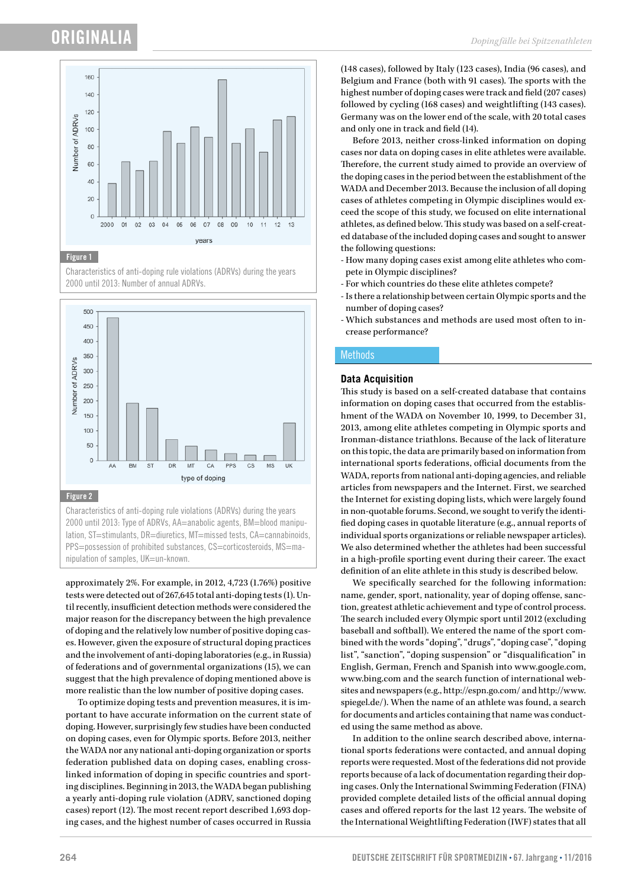Figure 1

Characteristics of anti-doping rule violations (ADRVs) during the years 2000 until 2013: Number of annual ADRVs.

Figure 2

Characteristics of anti-doping rule violations (ADRVs) during the years 2000 until 2013: Type of ADRVs, AA=anabolic agents, BM=blood manipulation, ST=stimulants, DR=diuretics, MT=missed tests, CA=cannabinoids, PPS=possession of prohibited substances, CS=corticosteroids, MS=manipulation of samples, UK=un-known.

approximately 2%. For example, in 2012, 4,723 (1.76%) positive tests were detected out of 267,645 total anti-doping tests (1). Until recently, insufficient detection methods were considered the major reason for the discrepancy between the high prevalence of doping and the relatively low number of positive doping cases. However, given the exposure of structural doping practices and the involvement of anti-doping laboratories (e.g., in Russia) of federations and of governmental organizations (15), we can suggest that the high prevalence of doping mentioned above is more realistic than the low number of positive doping cases.

To optimize doping tests and prevention measures, it is important to have accurate information on the current state of doping. However, surprisingly few studies have been conducted on doping cases, even for Olympic sports. Before 2013, neither the WADA nor any national anti-doping organization or sports federation published data on doping cases, enabling cross-linked information of doping in specific countries and sporting disciplines. Beginning in 2013, the WADA began publishing a yearly anti-doping rule violation (ADRV, sanctioned doping cases) report (12). The most recent report described 1,693 doping cases, and the highest number of cases occurred in Russia (148 cases), followed by Italy (123 cases), India (96 cases), and Belgium and France (both with 91 cases). The sports with the highest number of doping cases were track and field (207 cases) followed by cycling (168 cases) and weightlifting (143 cases). Germany was on the lower end of the scale, with 20 total cases and only one in track and field (14).

Before 2013, neither cross-linked information on doping cases nor data on doping cases in elite athletes were available. Therefore, the current study aimed to provide an overview of the doping cases in the period between the establishment of the WADA and December 2013. Because the inclusion of all doping cases of athletes competing in Olympic disciplines would exceed the scope of this study, we focused on elite international athletes, as defined below. This study was based on a self-created database of the included doping cases and sought to answer the following questions:

- How many doping cases exist among elite athletes who compete in Olympic disciplines?
- For which countries do these elite athletes compete?
- Is there a relationship between certain Olympic sports and the number of doping cases?
- Which substances and methods are used most often to increase performance?

## Methods

### Data Acquisition

This study is based on a self-created database that contains information on doping cases that occurred from the establishment of the WADA on November 10, 1999, to December 31, 2013, among elite athletes competing in Olympic sports and Ironman-distance triathlons. Because of the lack of literature on this topic, the data are primarily based on information from international sports federations, official documents from the WADA, reports from national anti-doping agencies, and reliable articles from newspapers and the Internet. First, we searched the Internet for existing doping lists, which were largely found in non-quotable forums. Second, we sought to verify the identified doping cases in quotable literature (e.g., annual reports of individual sports organizations or reliable newspaper articles). We also determined whether the athletes had been successful in a high-profile sporting event during their career. The exact definition of an elite athlete in this study is described below.

We specifically searched for the following information: name, gender, sport, nationality, year of doping offense, sanction, greatest athletic achievement and type of control process. The search included every Olympic sport until 2012 (excluding baseball and softball). We entered the name of the sport combined with the words "doping", "drugs", "doping case", "doping list", "sanction", "doping suspension" or "disqualification" in English, German, French and Spanish into www.google.com, www.bing.com and the search function of international websites and newspapers (e.g., http://espn.go.com/ and http://www.spiegel.de/). When the name of an athlete was found, a search for documents and articles containing that name was conducted using the same method as above.

In addition to the online search described above, international sports federations were contacted, and annual doping reports were requested. Most of the federations did not provide reports because of a lack of documentation regarding their doping cases. Only the International Swimming Federation (FINA) provided complete detailed lists of the official annual doping cases and offered reports for the last 12 years. The website of the International Weightlifting Federation (IWF) states that all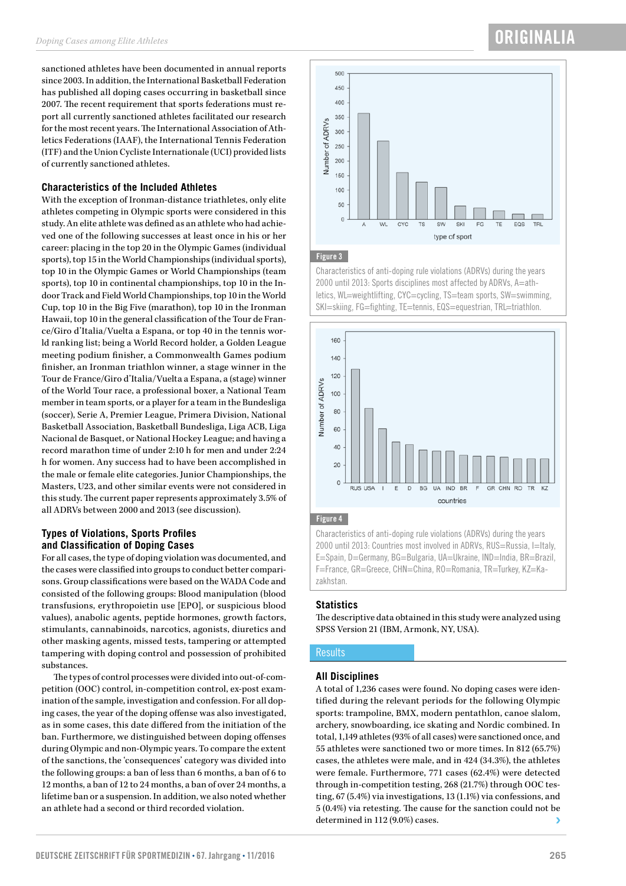sanctioned athletes have been documented in annual reports since 2003. In addition, the International Basketball Federation has published all doping cases occurring in basketball since 2007. The recent requirement that sports federations must report all currently sanctioned athletes facilitated our research for the most recent years. The International Association of Athletics Federations (IAAF), the International Tennis Federation (ITF) and the Union Cycliste Internationale (UCI) provided lists of currently sanctioned athletes.

### Characteristics of the Included Athletes

With the exception of Ironman-distance triathletes, only elite athletes competing in Olympic sports were considered in this study. An elite athlete was defined as an athlete who had achieved one of the following successes at least once in his or her career: placing in the top 20 in the Olympic Games (individual sports), top 15 in the World Championships (individual sports), top 10 in the Olympic Games or World Championships (team sports), top 10 in continental championships, top 10 in the Indoor Track and Field World Championships, top 10 in the World Cup, top 10 in the Big Five (marathon), top 10 in the Ironman Hawaii, top 10 in the general classification of the Tour de France/Giro d'Italia/Vuelta a Espana, or top 40 in the tennis world ranking list; being a World Record holder, a Golden League meeting podium finisher, a Commonwealth Games podium finisher, an Ironman triathlon winner, a stage winner in the Tour de France/Giro d'Italia/Vuelta a Espana, a (stage) winner of the World Tour race, a professional boxer, a National Team member in team sports, or a player for a team in the Bundesliga (soccer), Serie A, Premier League, Primera Division, National Basketball Association, Basketball Bundesliga, Liga ACB, Liga Nacional de Basquet, or National Hockey League; and having a record marathon time of under 2:10 h for men and under 2:24 h for women. Any success had to have been accomplished in the male or female elite categories. Junior Championships, the Masters, U23, and other similar events were not considered in this study. The current paper represents approximately 3.5% of all ADRVs between 2000 and 2013 (see discussion).

### Types of Violations, Sports Profiles and Classification of Doping Cases

For all cases, the type of doping violation was documented, and the cases were classified into groups to conduct better comparisons. Group classifications were based on the WADA Code and consisted of the following groups: Blood manipulation (blood transfusions, erythropoietin use [EPO], or suspicious blood values), anabolic agents, peptide hormones, growth factors, stimulants, cannabinoids, narcotics, agonists, diuretics and other masking agents, missed tests, tampering or attempted tampering with doping control and possession of prohibited substances.

The types of control processes were divided into out-of-competition (OOC) control, in-competition control, ex-post examination of the sample, investigation and confession. For all doping cases, the year of the doping offense was also investigated, as in some cases, this date differed from the initiation of the ban. Furthermore, we distinguished between doping offenses during Olympic and non-Olympic years. To compare the extent of the sanctions, the 'consequences' category was divided into the following groups: a ban of less than 6 months, a ban of 6 to 12 months, a ban of 12 to 24 months, a ban of over 24 months, a lifetime ban or a suspension. In addition, we also noted whether an athlete had a second or third recorded violation.

**Figure 3**

Characteristics of anti-doping rule violations (ADRVs) during the years 2000 until 2013: Sports disciplines most affected by ADRVs, A=athletics, WL=weightlifting, CYC=cycling, TS=team sports, SW=swimming, SKI=skiing, FG=fighting, TE=tennis, EQS=equestrian, TRL=triathlon.

**Figure 4**

Characteristics of anti-doping rule violations (ADRVs) during the years 2000 until 2013: Countries most involved in ADRVs, RUS=Russia, I=Italy, E=Spain, D=Germany, BG=Bulgaria, UA=Ukraine, IND=India, BR=Brazil, F=France, GR=Greece, CHN=China, RO=Romania, TR=Turkey, KZ=Kazakhstan.

### Statistics

The descriptive data obtained in this study were analyzed using SPSS Version 21 (IBM, Armonk, NY, USA).

## Results

### All Disciplines

A total of 1,236 cases were found. No doping cases were identified during the relevant periods for the following Olympic sports: trampoline, BMX, modern pentathlon, canoe slalom, archery, snowboarding, ice skating and Nordic combined. In total, 1,149 athletes (93% of all cases) were sanctioned once, and 55 athletes were sanctioned two or more times. In 812 (65.7%) cases, the athletes were male, and in 424 (34.3%), the athletes were female. Furthermore, 771 cases (62.4%) were detected through in-competition testing, 268 (21.7%) through OOC testing, 67 (5.4%) via investigations, 13 (1.1%) via confessions, and 5 (0.4%) via retesting. The cause for the sanction could not be determined in 112 (9.0%) cases.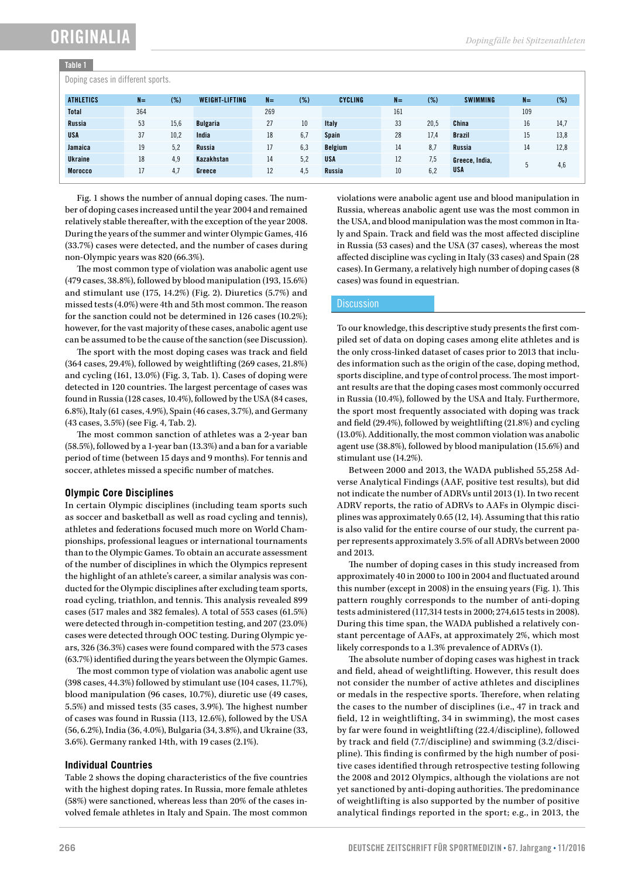**Table 1**

Doping cases in different sports.

| ATHLETICS | N= | (%) | WEIGHT-LIFTING | N= | (%) | CYCLING | N= | (%) | SWIMMING | N= | (%) |
|---|---|---|---|---|---|---|---|---|---|---|---|
| Total | 364 | | | 269 | | | 161 | | | 109 | |
| Russia | 53 | 15,6 | Bulgaria | 27 | 10 | Italy | 33 | 20,5 | China | 16 | 14,7 |
| USA | 37 | 10,2 | India | 18 | 6,7 | Spain | 28 | 17,4 | Brazil | 15 | 13,8 |
| Jamaica | 19 | 5,2 | Russia | 17 | 6,3 | Belgium | 14 | 8,7 | Russia | 14 | 12,8 |
| Ukraine | 18 | 4,9 | Kazakhstan | 14 | 5,2 | USA | 12 | 7,5 | Greece, India, USA | 5 | 4,6 |
| Morocco | 17 | 4,7 | Greece | 12 | 4,5 | Russia | 10 | 6,2 | | | |

Fig. 1 shows the number of annual doping cases. The number of doping cases increased until the year 2004 and remained relatively stable thereafter, with the exception of the year 2008. During the years of the summer and winter Olympic Games, 416 (33.7%) cases were detected, and the number of cases during non-Olympic years was 820 (66.3%).

The most common type of violation was anabolic agent use (479 cases, 38.8%), followed by blood manipulation (193, 15.6%) and stimulant use (175, 14.2%) (Fig. 2). Diuretics (5.7%) and missed tests (4.0%) were 4th and 5th most common. The reason for the sanction could not be determined in 126 cases (10.2%); however, for the vast majority of these cases, anabolic agent use can be assumed to be the cause of the sanction (see Discussion).

The sport with the most doping cases was track and field (364 cases, 29.4%), followed by weightlifting (269 cases, 21.8%) and cycling (161, 13.0%) (Fig. 3, Tab. 1). Cases of doping were detected in 120 countries. The largest percentage of cases was found in Russia (128 cases, 10.4%), followed by the USA (84 cases, 6.8%), Italy (61 cases, 4.9%), Spain (46 cases, 3.7%), and Germany (43 cases, 3.5%) (see Fig. 4, Tab. 2).

The most common sanction of athletes was a 2-year ban (58.5%), followed by a 1-year ban (13.3%) and a ban for a variable period of time (between 15 days and 9 months). For tennis and soccer, athletes missed a specific number of matches.

### Olympic Core Disciplines

In certain Olympic disciplines (including team sports such as soccer and basketball as well as road cycling and tennis), athletes and federations focused much more on World Championships, professional leagues or international tournaments than to the Olympic Games. To obtain an accurate assessment of the number of disciplines in which the Olympics represent the highlight of an athlete's career, a similar analysis was conducted for the Olympic disciplines after excluding team sports, road cycling, triathlon, and tennis. This analysis revealed 899 cases (517 males and 382 females). A total of 553 cases (61.5%) were detected through in-competition testing, and 207 (23.0%) cases were detected through OOC testing. During Olympic years, 326 (36.3%) cases were found compared with the 573 cases (63.7%) identified during the years between the Olympic Games.

The most common type of violation was anabolic agent use (398 cases, 44.3%) followed by stimulant use (104 cases, 11.7%), blood manipulation (96 cases, 10.7%), diuretic use (49 cases, 5.5%) and missed tests (35 cases, 3.9%). The highest number of cases was found in Russia (113, 12.6%), followed by the USA (56, 6.2%), India (36, 4.0%), Bulgaria (34, 3.8%), and Ukraine (33, 3.6%). Germany ranked 14th, with 19 cases (2.1%).

### Individual Countries

Table 2 shows the doping characteristics of the five countries with the highest doping rates. In Russia, more female athletes (58%) were sanctioned, whereas less than 20% of the cases involved female athletes in Italy and Spain. The most common violations were anabolic agent use and blood manipulation in Russia, whereas anabolic agent use was the most common in the USA, and blood manipulation was the most common in Italy and Spain. Track and field was the most affected discipline in Russia (53 cases) and the USA (37 cases), whereas the most affected discipline was cycling in Italy (33 cases) and Spain (28 cases). In Germany, a relatively high number of doping cases (8 cases) was found in equestrian.

## Discussion

To our knowledge, this descriptive study presents the first compiled set of data on doping cases among elite athletes and is the only cross-linked dataset of cases prior to 2013 that includes information such as the origin of the case, doping method, sports discipline, and type of control process. The most important results are that the doping cases most commonly occurred in Russia (10.4%), followed by the USA and Italy. Furthermore, the sport most frequently associated with doping was track and field (29.4%), followed by weightlifting (21.8%) and cycling (13.0%). Additionally, the most common violation was anabolic agent use (38.8%), followed by blood manipulation (15.6%) and stimulant use (14.2%).

Between 2000 and 2013, the WADA published 55,258 Adverse Analytical Findings (AAF, positive test results), but did not indicate the number of ADRVs until 2013 (1). In two recent ADRV reports, the ratio of ADRVs to AAFs in Olympic disciplines was approximately 0.65 (12, 14). Assuming that this ratio is also valid for the entire course of our study, the current paper represents approximately 3.5% of all ADRVs between 2000 and 2013.

The number of doping cases in this study increased from approximately 40 in 2000 to 100 in 2004 and fluctuated around this number (except in 2008) in the ensuing years (Fig. 1). This pattern roughly corresponds to the number of anti-doping tests administered (117,314 tests in 2000; 274,615 tests in 2008). During this time span, the WADA published a relatively constant percentage of AAFs, at approximately 2%, which most likely corresponds to a 1.3% prevalence of ADRVs (1).

The absolute number of doping cases was highest in track and field, ahead of weightlifting. However, this result does not consider the number of active athletes and disciplines or medals in the respective sports. Therefore, when relating the cases to the number of disciplines (i.e., 47 in track and field, 12 in weightlifting, 34 in swimming), the most cases by far were found in weightlifting (22.4/discipline), followed by track and field (7.7/discipline) and swimming (3.2/discipline). This finding is confirmed by the high number of positive cases identified through retrospective testing following the 2008 and 2012 Olympics, although the violations are not yet sanctioned by anti-doping authorities. The predominance of weightlifting is also supported by the number of positive analytical findings reported in the sport; e.g., in 2013, the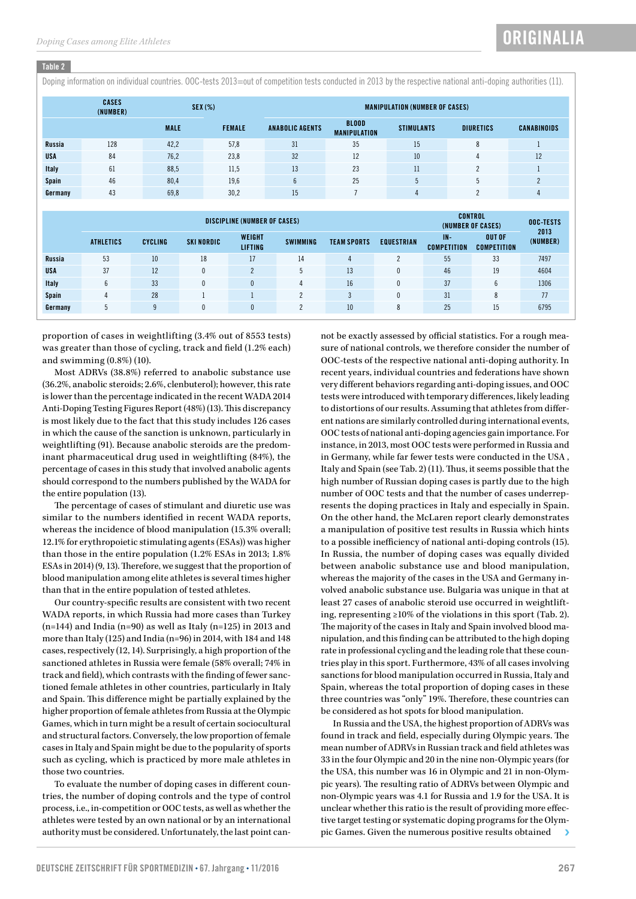**Table 2**

Doping information on individual countries. OOC-tests 2013=out of competition tests conducted in 2013 by the respective national anti-doping authorities (11).

| | CASES (NUMBER) | SEX (%) | | MANIPULATION (NUMBER OF CASES) | | | | |
|---|---|---|---|---|---|---|---|---|
| | | MALE | FEMALE | ANABOLIC AGENTS | BLOOD MANIPULATION | STIMULANTS | DIURETICS | CANABINOIDS |
| **Russia** | 128 | 42,2 | 57,8 | 31 | 35 | 15 | 8 | 1 |
| **USA** | 84 | 76,2 | 23,8 | 32 | 12 | 10 | 4 | 12 |
| **Italy** | 61 | 88,5 | 11,5 | 13 | 23 | 11 | 2 | 1 |
| **Spain** | 46 | 80,4 | 19,6 | 6 | 25 | 5 | 5 | 2 |
| **Germany** | 43 | 69,8 | 30,2 | 15 | 7 | 4 | 2 | 4 |

| | DISCIPLINE (NUMBER OF CASES) | | | | | | | CONTROL (NUMBER OF CASES) | | OOC-TESTS 2013 (NUMBER) |
|---|---|---|---|---|---|---|---|---|---|---|
| | ATHLETICS | CYCLING | SKI NORDIC | WEIGHT LIFTING | SWIMMING | TEAM SPORTS | EQUESTRIAN | IN-COMPETITION | OUT OF COMPETITION | |
| **Russia** | 53 | 10 | 18 | 17 | 14 | 4 | 2 | 55 | 33 | 7497 |
| **USA** | 37 | 12 | 0 | 2 | 5 | 13 | 0 | 46 | 19 | 4604 |
| **Italy** | 6 | 33 | 0 | 0 | 4 | 16 | 0 | 37 | 6 | 1306 |
| **Spain** | 4 | 28 | 1 | 1 | 2 | 3 | 0 | 31 | 8 | 77 |
| **Germany** | 5 | 9 | 0 | 0 | 2 | 10 | 8 | 25 | 15 | 6795 |

proportion of cases in weightlifting (3.4% out of 8553 tests) was greater than those of cycling, track and field (1.2% each) and swimming (0.8%) (10).

Most ADRVs (38.8%) referred to anabolic substance use (36.2%, anabolic steroids; 2.6%, clenbuterol); however, this rate is lower than the percentage indicated in the recent WADA 2014 Anti-Doping Testing Figures Report (48%) (13). This discrepancy is most likely due to the fact that this study includes 126 cases in which the cause of the sanction is unknown, particularly in weightlifting (91). Because anabolic steroids are the predominant pharmaceutical drug used in weightlifting (84%), the percentage of cases in this study that involved anabolic agents should correspond to the numbers published by the WADA for the entire population (13).

The percentage of cases of stimulant and diuretic use was similar to the numbers identified in recent WADA reports, whereas the incidence of blood manipulation (15.3% overall; 12.1% for erythropoietic stimulating agents (ESAs)) was higher than those in the entire population (1.2% ESAs in 2013; 1.8% ESAs in 2014) (9, 13). Therefore, we suggest that the proportion of blood manipulation among elite athletes is several times higher than that in the entire population of tested athletes.

Our country-specific results are consistent with two recent WADA reports, in which Russia had more cases than Turkey (n=144) and India (n=90) as well as Italy (n=125) in 2013 and more than Italy (125) and India (n=96) in 2014, with 184 and 148 cases, respectively (12, 14). Surprisingly, a high proportion of the sanctioned athletes in Russia were female (58% overall; 74% in track and field), which contrasts with the finding of fewer sanctioned female athletes in other countries, particularly in Italy and Spain. This difference might be partially explained by the higher proportion of female athletes from Russia at the Olympic Games, which in turn might be a result of certain sociocultural and structural factors. Conversely, the low proportion of female cases in Italy and Spain might be due to the popularity of sports such as cycling, which is practiced by more male athletes in those two countries.

To evaluate the number of doping cases in different countries, the number of doping controls and the type of control process, i.e., in-competition or OOC tests, as well as whether the athletes were tested by an own national or by an international authority must be considered. Unfortunately, the last point cannot be exactly assessed by official statistics. For a rough measure of national controls, we therefore consider the number of OOC-tests of the respective national anti-doping authority. In recent years, individual countries and federations have shown very different behaviors regarding anti-doping issues, and OOC tests were introduced with temporary differences, likely leading to distortions of our results. Assuming that athletes from different nations are similarly controlled during international events, OOC tests of national anti-doping agencies gain importance. For instance, in 2013, most OOC tests were performed in Russia and in Germany, while far fewer tests were conducted in the USA , Italy and Spain (see Tab. 2) (11). Thus, it seems possible that the high number of Russian doping cases is partly due to the high number of OOC tests and that the number of cases underrepresents the doping practices in Italy and especially in Spain. On the other hand, the McLaren report clearly demonstrates a manipulation of positive test results in Russia which hints to a possible inefficiency of national anti-doping controls (15). In Russia, the number of doping cases was equally divided between anabolic substance use and blood manipulation, whereas the majority of the cases in the USA and Germany involved anabolic substance use. Bulgaria was unique in that at least 27 cases of anabolic steroid use occurred in weightlifting, representing ≥10% of the violations in this sport (Tab. 2). The majority of the cases in Italy and Spain involved blood manipulation, and this finding can be attributed to the high doping rate in professional cycling and the leading role that these countries play in this sport. Furthermore, 43% of all cases involving sanctions for blood manipulation occurred in Russia, Italy and Spain, whereas the total proportion of doping cases in these three countries was "only" 19%. Therefore, these countries can be considered as hot spots for blood manipulation.

In Russia and the USA, the highest proportion of ADRVs was found in track and field, especially during Olympic years. The mean number of ADRVs in Russian track and field athletes was 33 in the four Olympic and 20 in the nine non-Olympic years (for the USA, this number was 16 in Olympic and 21 in non-Olympic years). The resulting ratio of ADRVs between Olympic and non-Olympic years was 4.1 for Russia and 1.9 for the USA. It is unclear whether this ratio is the result of providing more effective target testing or systematic doping programs for the Olympic Games. Given the numerous positive results obtained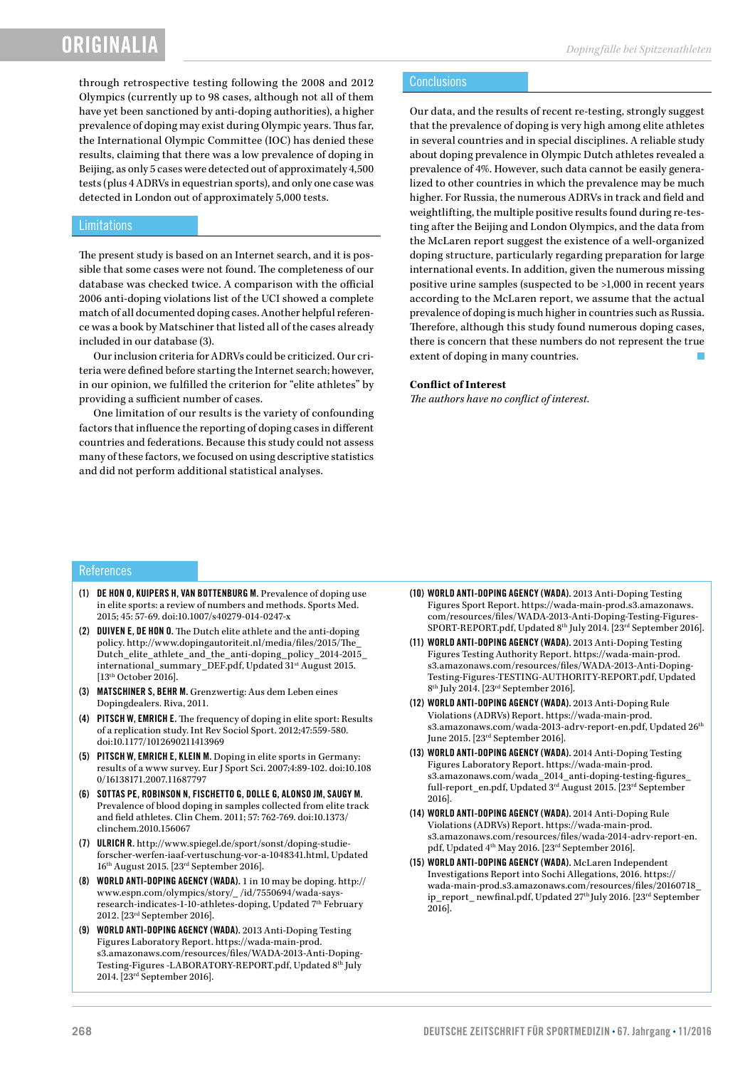through retrospective testing following the 2008 and 2012 Olympics (currently up to 98 cases, although not all of them have yet been sanctioned by anti-doping authorities), a higher prevalence of doping may exist during Olympic years. Thus far, the International Olympic Committee (IOC) has denied these results, claiming that there was a low prevalence of doping in Beijing, as only 5 cases were detected out of approximately 4,500 tests (plus 4 ADRVs in equestrian sports), and only one case was detected in London out of approximately 5,000 tests.

## Limitations

The present study is based on an Internet search, and it is possible that some cases were not found. The completeness of our database was checked twice. A comparison with the official 2006 anti-doping violations list of the UCI showed a complete match of all documented doping cases. Another helpful reference was a book by Matschiner that listed all of the cases already included in our database (3).

Our inclusion criteria for ADRVs could be criticized. Our criteria were defined before starting the Internet search; however, in our opinion, we fulfilled the criterion for "elite athletes" by providing a sufficient number of cases.

One limitation of our results is the variety of confounding factors that influence the reporting of doping cases in different countries and federations. Because this study could not assess many of these factors, we focused on using descriptive statistics and did not perform additional statistical analyses.

## Conclusions

Our data, and the results of recent re-testing, strongly suggest that the prevalence of doping is very high among elite athletes in several countries and in special disciplines. A reliable study about doping prevalence in Olympic Dutch athletes revealed a prevalence of 4%. However, such data cannot be easily generalized to other countries in which the prevalence may be much higher. For Russia, the numerous ADRVs in track and field and weightlifting, the multiple positive results found during re-testing after the Beijing and London Olympics, and the data from the McLaren report suggest the existence of a well-organized doping structure, particularly regarding preparation for large international events. In addition, given the numerous missing positive urine samples (suspected to be >1,000 in recent years according to the McLaren report, we assume that the actual prevalence of doping is much higher in countries such as Russia. Therefore, although this study found numerous doping cases, there is concern that these numbers do not represent the true extent of doping in many countries.

**Conflict of Interest**

*The authors have no conflict of interest.*

## References

(1) **DE HON O, KUIPERS H, VAN BOTTENBURG M.** Prevalence of doping use in elite sports: a review of numbers and methods. Sports Med. 2015; 45: 57-69. doi:10.1007/s40279-014-0247-x

(2) **DUIVEN E, DE HON O.** The Dutch elite athlete and the anti-doping policy. http://www.dopingautoriteit.nl/media/files/2015/The_Dutch_elite_athlete_and_the_anti-doping_policy_2014-2015_international_summary_DEF.pdf, Updated 31st August 2015. [13th October 2016].

(3) **MATSCHINER S, BEHR M.** Grenzwertig: Aus dem Leben eines Dopingdealers. Riva, 2011.

(4) **PITSCH W, EMRICH E.** The frequency of doping in elite sport: Results of a replication study. Int Rev Sociol Sport. 2012;47:559-580. doi:10.1177/1012690211413969

(5) **PITSCH W, EMRICH E, KLEIN M.** Doping in elite sports in Germany: results of a www survey. Eur J Sport Sci. 2007;4:89-102. doi:10.1080/16138171.2007.11687797

(6) **SOTTAS PE, ROBINSON N, FISCHETTO G, DOLLE G, ALONSO JM, SAUGY M.** Prevalence of blood doping in samples collected from elite track and field athletes. Clin Chem. 2011; 57: 762-769. doi:10.1373/clinchem.2010.156067

(7) **ULRICH R.** http://www.spiegel.de/sport/sonst/doping-studie-forscher-werfen-iaaf-vertuschung-vor-a-1048341.html, Updated 16th August 2015. [23rd September 2016].

(8) **WORLD ANTI-DOPING AGENCY (WADA).** 1 in 10 may be doping. http://www.espn.com/olympics/story/_/id/7550694/wada-says-research-indicates-1-10-athletes-doping, Updated 7th February 2012. [23rd September 2016].

(9) **WORLD ANTI-DOPING AGENCY (WADA).** 2013 Anti-Doping Testing Figures Laboratory Report. https://wada-main-prod.s3.amazonaws.com/resources/files/WADA-2013-Anti-Doping-Testing-Figures -LABORATORY-REPORT.pdf, Updated 8th July 2014. [23rd September 2016].

(10) **WORLD ANTI-DOPING AGENCY (WADA).** 2013 Anti-Doping Testing Figures Sport Report. https://wada-main-prod.s3.amazonaws.com/resources/files/WADA-2013-Anti-Doping-Testing-Figures-SPORT-REPORT.pdf, Updated 8th July 2014. [23rd September 2016].

(11) **WORLD ANTI-DOPING AGENCY (WADA).** 2013 Anti-Doping Testing Figures Testing Authority Report. https://wada-main-prod.s3.amazonaws.com/resources/files/WADA-2013-Anti-Doping-Testing-Figures-TESTING-AUTHORITY-REPORT.pdf, Updated 8th July 2014. [23rd September 2016].

(12) **WORLD ANTI-DOPING AGENCY (WADA).** 2013 Anti-Doping Rule Violations (ADRVs) Report. https://wada-main-prod.s3.amazonaws.com/wada-2013-adrv-report-en.pdf, Updated 26th June 2015. [23rd September 2016].

(13) **WORLD ANTI-DOPING AGENCY (WADA).** 2014 Anti-Doping Testing Figures Laboratory Report. https://wada-main-prod.s3.amazonaws.com/wada_2014_anti-doping-testing-figures_full-report_en.pdf, Updated 3rd August 2015. [23rd September 2016].

(14) **WORLD ANTI-DOPING AGENCY (WADA).** 2014 Anti-Doping Rule Violations (ADRVs) Report. https://wada-main-prod.s3.amazonaws.com/resources/files/wada-2014-adrv-report-en.pdf, Updated 4th May 2016. [23rd September 2016].

(15) **WORLD ANTI-DOPING AGENCY (WADA).** McLaren Independent Investigations Report into Sochi Allegations, 2016. https://wada-main-prod.s3.amazonaws.com/resources/files/20160718_ip_report_ newfinal.pdf, Updated 27th July 2016. [23rd September 2016].